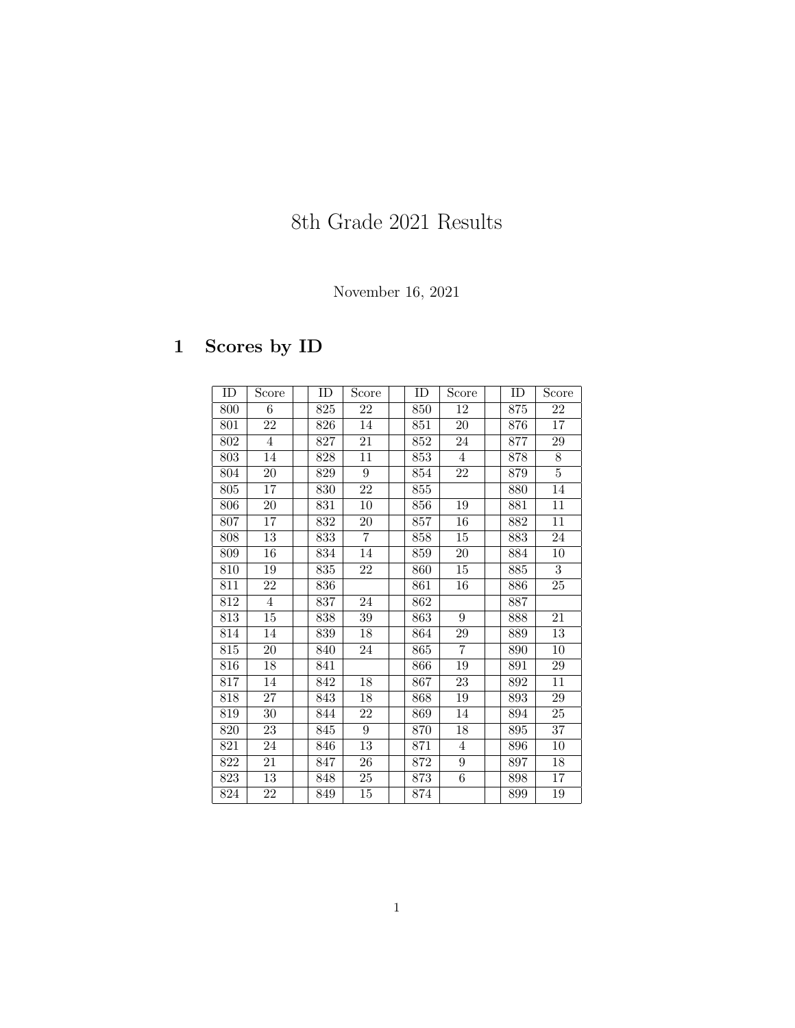# 8th Grade 2021 Results

November 16, 2021

## 1 Scores by ID

| ID | Score | | ID | Score | | ID | Score | | ID | Score |
|---|---|---|---|---|---|---|---|---|---|---|
| 800 | 6 | | 825 | 22 | | 850 | 12 | | 875 | 22 |
| 801 | 22 | | 826 | 14 | | 851 | 20 | | 876 | 17 |
| 802 | 4 | | 827 | 21 | | 852 | 24 | | 877 | 29 |
| 803 | 14 | | 828 | 11 | | 853 | 4 | | 878 | 8 |
| 804 | 20 | | 829 | 9 | | 854 | 22 | | 879 | 5 |
| 805 | 17 | | 830 | 22 | | 855 | | | 880 | 14 |
| 806 | 20 | | 831 | 10 | | 856 | 19 | | 881 | 11 |
| 807 | 17 | | 832 | 20 | | 857 | 16 | | 882 | 11 |
| 808 | 13 | | 833 | 7 | | 858 | 15 | | 883 | 24 |
| 809 | 16 | | 834 | 14 | | 859 | 20 | | 884 | 10 |
| 810 | 19 | | 835 | 22 | | 860 | 15 | | 885 | 3 |
| 811 | 22 | | 836 | | | 861 | 16 | | 886 | 25 |
| 812 | 4 | | 837 | 24 | | 862 | | | 887 | |
| 813 | 15 | | 838 | 39 | | 863 | 9 | | 888 | 21 |
| 814 | 14 | | 839 | 18 | | 864 | 29 | | 889 | 13 |
| 815 | 20 | | 840 | 24 | | 865 | 7 | | 890 | 10 |
| 816 | 18 | | 841 | | | 866 | 19 | | 891 | 29 |
| 817 | 14 | | 842 | 18 | | 867 | 23 | | 892 | 11 |
| 818 | 27 | | 843 | 18 | | 868 | 19 | | 893 | 29 |
| 819 | 30 | | 844 | 22 | | 869 | 14 | | 894 | 25 |
| 820 | 23 | | 845 | 9 | | 870 | 18 | | 895 | 37 |
| 821 | 24 | | 846 | 13 | | 871 | 4 | | 896 | 10 |
| 822 | 21 | | 847 | 26 | | 872 | 9 | | 897 | 18 |
| 823 | 13 | | 848 | 25 | | 873 | 6 | | 898 | 17 |
| 824 | 22 | | 849 | 15 | | 874 | | | 899 | 19 |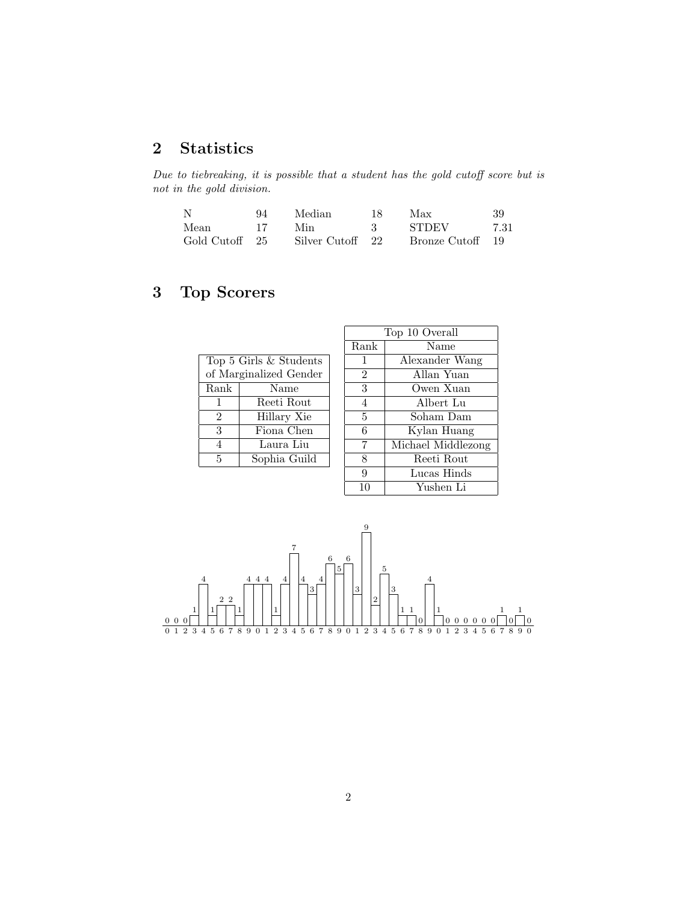## 2 Statistics

*Due to tiebreaking, it is possible that a student has the gold cutoff score but is not in the gold division.*

| | | | | | |
|---|---|---|---|---|---|
| N | 94 | Median | 18 | Max | 39 |
| Mean | 17 | Min | 3 | STDEV | 7.31 |
| Gold Cutoff | 25 | Silver Cutoff | 22 | Bronze Cutoff | 19 |

## 3 Top Scorers

| Top 5 Girls & Students of Marginalized Gender | |
|---|---|
| Rank | Name |
| 1 | Reeti Rout |
| 2 | Hillary Xie |
| 3 | Fiona Chen |
| 4 | Laura Liu |
| 5 | Sophia Guild |

| Top 10 Overall | |
|---|---|
| Rank | Name |
| 1 | Alexander Wang |
| 2 | Allan Yuan |
| 3 | Owen Xuan |
| 4 | Albert Lu |
| 5 | Soham Dam |
| 6 | Kylan Huang |
| 7 | Michael Middlezong |
| 8 | Reeti Rout |
| 9 | Lucas Hinds |
| 10 | Yushen Li |

0 0 0 1 4 1 2 2 1 4 4 4 1 4 7 4 3 4 6 5 6 3 9 2 5 3 1 1 0 4 1 0 0 0 0 0 0 1 0 1 0

0 1 2 3 4 5 6 7 8 9 0 1 2 3 4 5 6 7 8 9 0 1 2 3 4 5 6 7 8 9 0 1 2 3 4 5 6 7 8 9 0